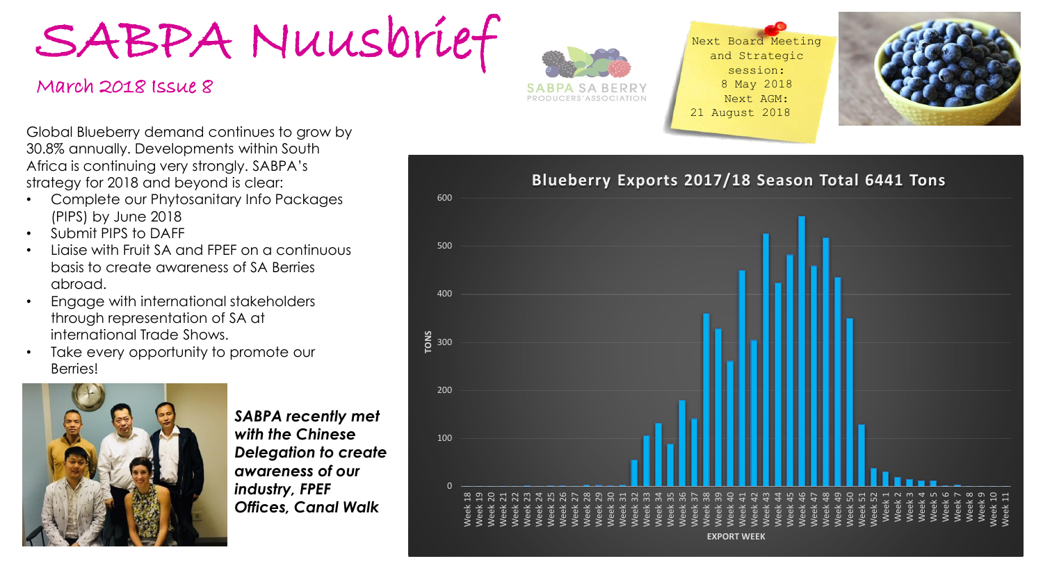# SABPA Nuusbrief

March 2018 Issue 8

SABPA SA BERRY PRODUCERS' ASSOCIATION

Next Board Meeting and Strategic session: 8 May 2018
Next AGM: 21 August 2018

Global Blueberry demand continues to grow by 30.8% annually. Developments within South Africa is continuing very strongly. SABPA's strategy for 2018 and beyond is clear:

- Complete our Phytosanitary Info Packages (PIPS) by June 2018
- Submit PIPS to DAFF
- Liaise with Fruit SA and FPEF on a continuous basis to create awareness of SA Berries abroad.
- Engage with international stakeholders through representation of SA at international Trade Shows.
- Take every opportunity to promote our Berries!

***SABPA recently met with the Chinese Delegation to create awareness of our industry, FPEF Offices, Canal Walk***

**Blueberry Exports 2017/18 Season Total 6441 Tons**

TONS (0–600) by EXPORT WEEK (Week 18 – Week 11)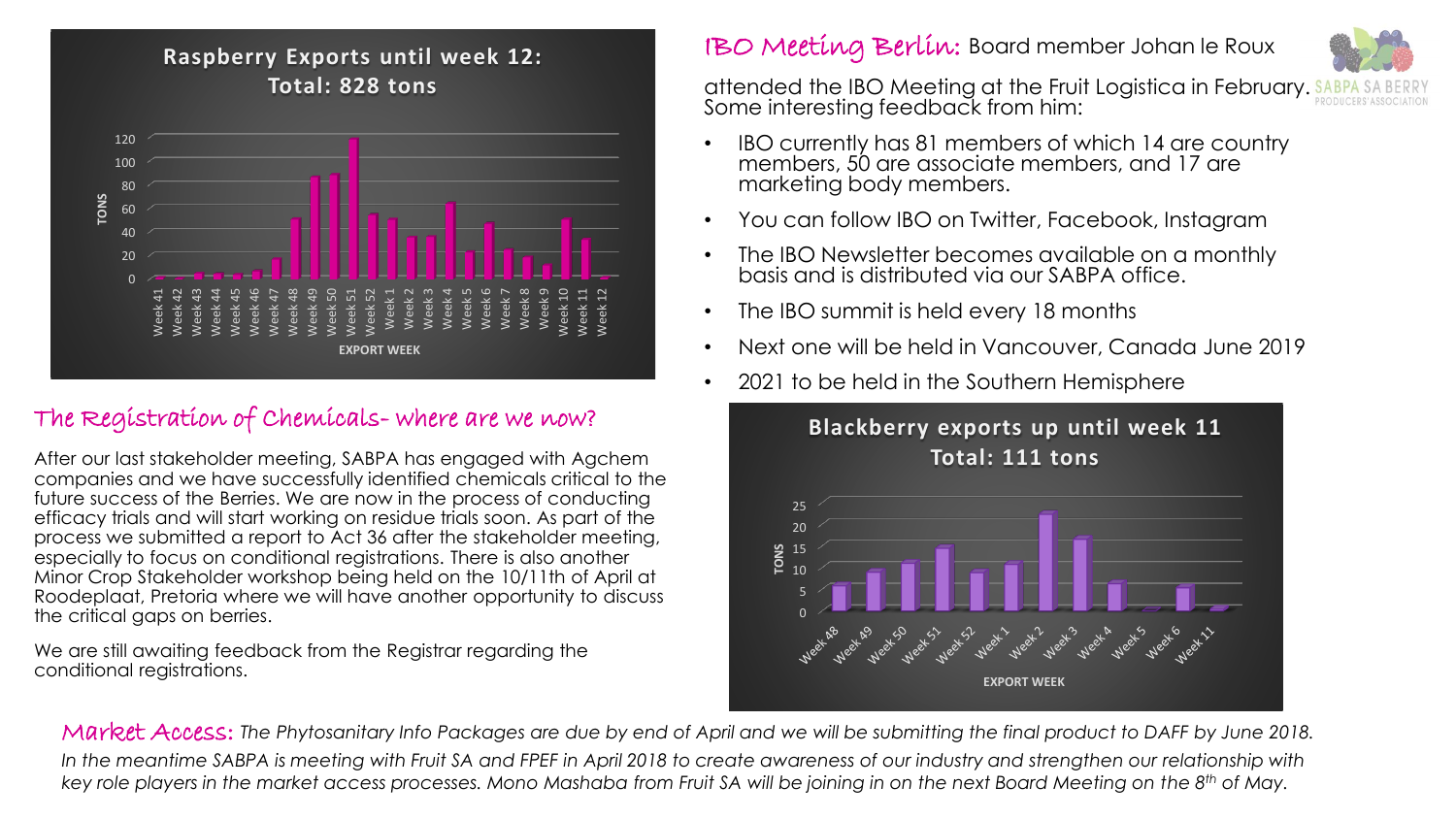Raspberry Exports until week 12:
Total: 828 tons

TONS

120
100
80
60
40
20
0

Week 41, Week 42, Week 43, Week 44, Week 45, Week 46, Week 47, Week 48, Week 49, Week 50, Week 51, Week 52, Week 1, Week 2, Week 3, Week 4, Week 5, Week 6, Week 7, Week 8, Week 9, Week 10, Week 11, Week 12

EXPORT WEEK

## The Registration of Chemicals- where are we now?

After our last stakeholder meeting, SABPA has engaged with Agchem companies and we have successfully identified chemicals critical to the future success of the Berries. We are now in the process of conducting efficacy trials and will start working on residue trials soon. As part of the process we submitted a report to Act 36 after the stakeholder meeting, especially to focus on conditional registrations. There is also another Minor Crop Stakeholder workshop being held on the 10/11th of April at Roodeplaat, Pretoria where we will have another opportunity to discuss the critical gaps on berries.

We are still awaiting feedback from the Registrar regarding the conditional registrations.

## IBO Meeting Berlin:

Board member Johan le Roux attended the IBO Meeting at the Fruit Logistica in February. Some interesting feedback from him:

SABPA SA BERRY PRODUCERS' ASSOCIATION

- IBO currently has 81 members of which 14 are country members, 50 are associate members, and 17 are marketing body members.
- You can follow IBO on Twitter, Facebook, Instagram
- The IBO Newsletter becomes available on a monthly basis and is distributed via our SABPA office.
- The IBO summit is held every 18 months
- Next one will be held in Vancouver, Canada June 2019
- 2021 to be held in the Southern Hemisphere

Blackberry exports up until week 11
Total: 111 tons

TONS

25
20
15
10
5
0

Week 48, Week 49, Week 50, Week 51, Week 52, Week 1, Week 2, Week 3, Week 4, Week 5, Week 6, Week 11

EXPORT WEEK

**Market Access:** *The Phytosanitary Info Packages are due by end of April and we will be submitting the final product to DAFF by June 2018. In the meantime SABPA is meeting with Fruit SA and FPEF in April 2018 to create awareness of our industry and strengthen our relationship with key role players in the market access processes. Mono Mashaba from Fruit SA will be joining in on the next Board Meeting on the 8th of May.*